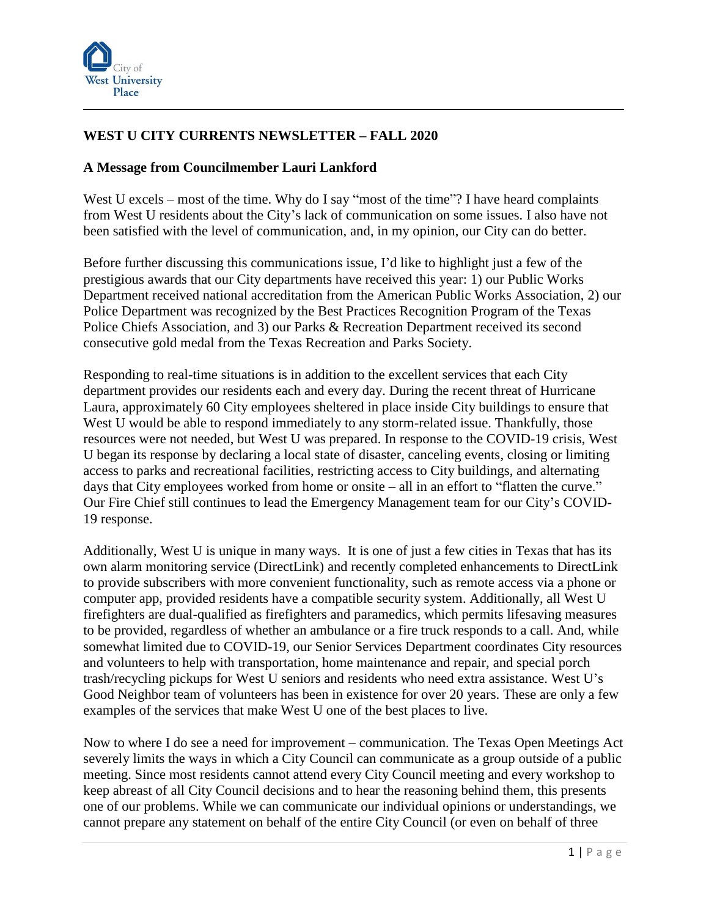City of West University Place

## WEST U CITY CURRENTS NEWSLETTER – FALL 2020

### A Message from Councilmember Lauri Lankford

West U excels – most of the time. Why do I say "most of the time"? I have heard complaints from West U residents about the City's lack of communication on some issues. I also have not been satisfied with the level of communication, and, in my opinion, our City can do better.

Before further discussing this communications issue, I'd like to highlight just a few of the prestigious awards that our City departments have received this year: 1) our Public Works Department received national accreditation from the American Public Works Association, 2) our Police Department was recognized by the Best Practices Recognition Program of the Texas Police Chiefs Association, and 3) our Parks & Recreation Department received its second consecutive gold medal from the Texas Recreation and Parks Society.

Responding to real-time situations is in addition to the excellent services that each City department provides our residents each and every day. During the recent threat of Hurricane Laura, approximately 60 City employees sheltered in place inside City buildings to ensure that West U would be able to respond immediately to any storm-related issue. Thankfully, those resources were not needed, but West U was prepared. In response to the COVID-19 crisis, West U began its response by declaring a local state of disaster, canceling events, closing or limiting access to parks and recreational facilities, restricting access to City buildings, and alternating days that City employees worked from home or onsite – all in an effort to "flatten the curve." Our Fire Chief still continues to lead the Emergency Management team for our City's COVID-19 response.

Additionally, West U is unique in many ways. It is one of just a few cities in Texas that has its own alarm monitoring service (DirectLink) and recently completed enhancements to DirectLink to provide subscribers with more convenient functionality, such as remote access via a phone or computer app, provided residents have a compatible security system. Additionally, all West U firefighters are dual-qualified as firefighters and paramedics, which permits lifesaving measures to be provided, regardless of whether an ambulance or a fire truck responds to a call. And, while somewhat limited due to COVID-19, our Senior Services Department coordinates City resources and volunteers to help with transportation, home maintenance and repair, and special porch trash/recycling pickups for West U seniors and residents who need extra assistance. West U's Good Neighbor team of volunteers has been in existence for over 20 years. These are only a few examples of the services that make West U one of the best places to live.

Now to where I do see a need for improvement – communication. The Texas Open Meetings Act severely limits the ways in which a City Council can communicate as a group outside of a public meeting. Since most residents cannot attend every City Council meeting and every workshop to keep abreast of all City Council decisions and to hear the reasoning behind them, this presents one of our problems. While we can communicate our individual opinions or understandings, we cannot prepare any statement on behalf of the entire City Council (or even on behalf of three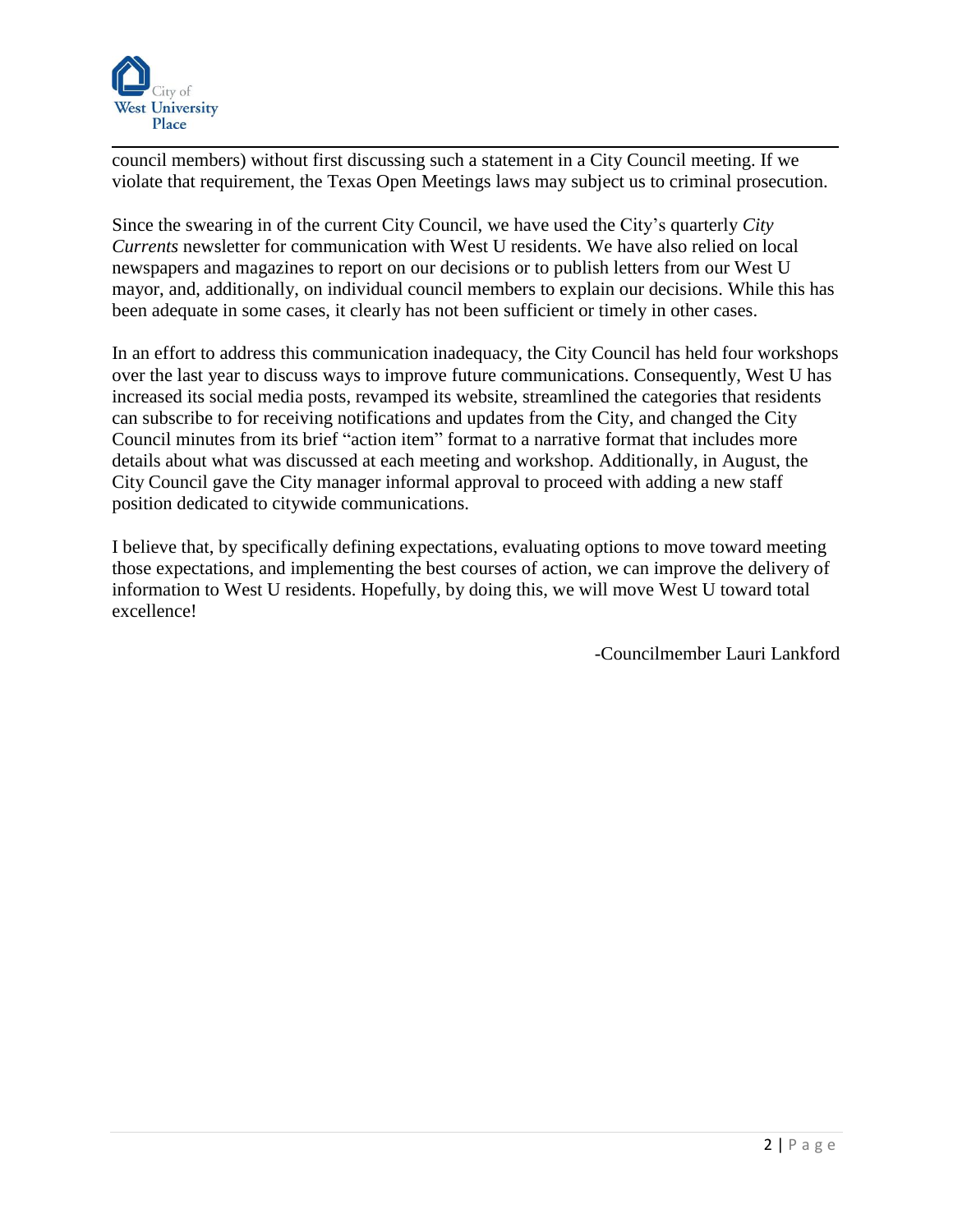council members) without first discussing such a statement in a City Council meeting. If we violate that requirement, the Texas Open Meetings laws may subject us to criminal prosecution.

Since the swearing in of the current City Council, we have used the City's quarterly *City Currents* newsletter for communication with West U residents. We have also relied on local newspapers and magazines to report on our decisions or to publish letters from our West U mayor, and, additionally, on individual council members to explain our decisions. While this has been adequate in some cases, it clearly has not been sufficient or timely in other cases.

In an effort to address this communication inadequacy, the City Council has held four workshops over the last year to discuss ways to improve future communications. Consequently, West U has increased its social media posts, revamped its website, streamlined the categories that residents can subscribe to for receiving notifications and updates from the City, and changed the City Council minutes from its brief "action item" format to a narrative format that includes more details about what was discussed at each meeting and workshop. Additionally, in August, the City Council gave the City manager informal approval to proceed with adding a new staff position dedicated to citywide communications.

I believe that, by specifically defining expectations, evaluating options to move toward meeting those expectations, and implementing the best courses of action, we can improve the delivery of information to West U residents. Hopefully, by doing this, we will move West U toward total excellence!

-Councilmember Lauri Lankford